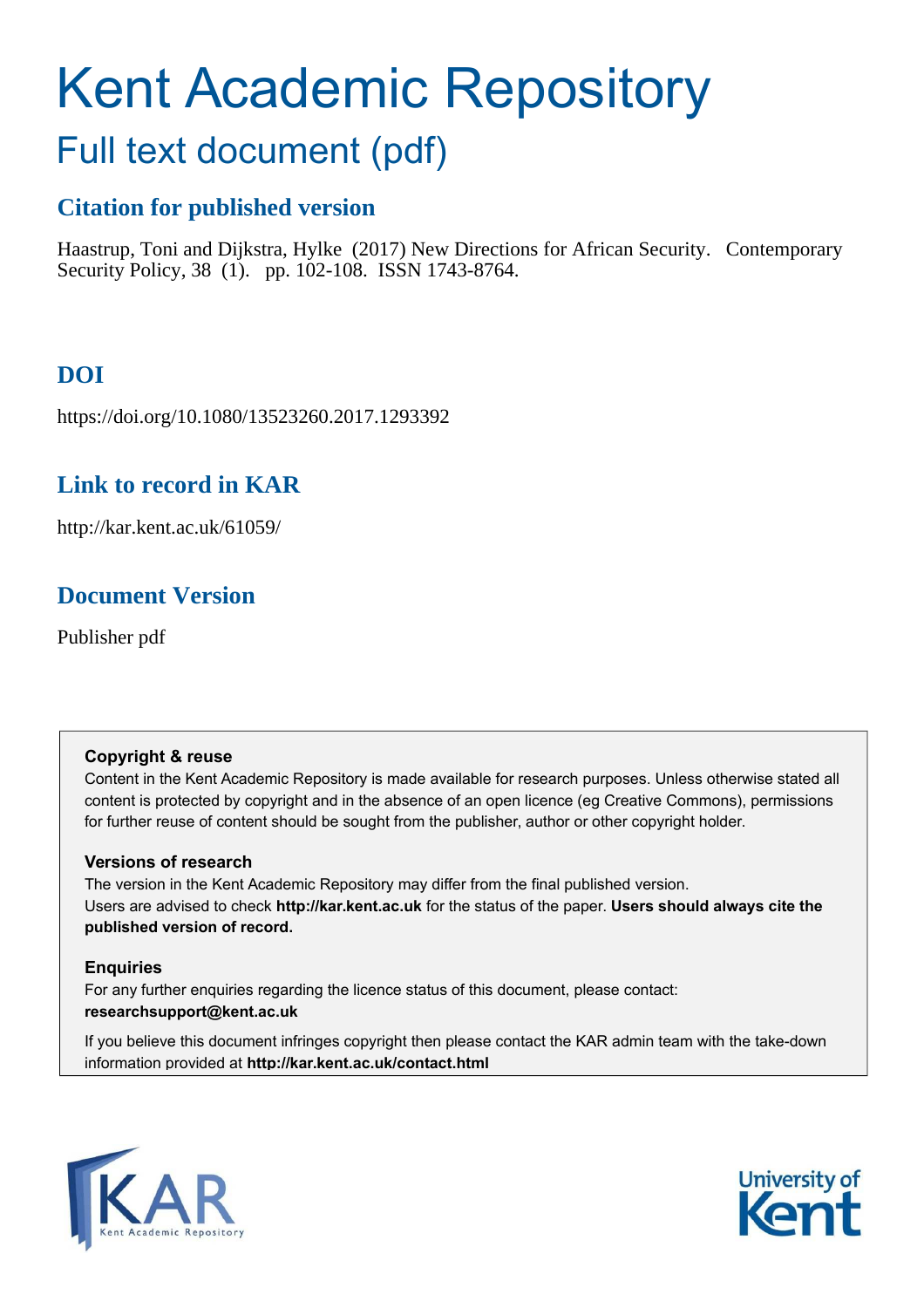# Kent Academic Repository

## Full text document (pdf)

### Citation for published version

Haastrup, Toni and Dijkstra, Hylke (2017) New Directions for African Security. Contemporary Security Policy, 38 (1). pp. 102-108. ISSN 1743-8764.

### DOI

https://doi.org/10.1080/13523260.2017.1293392

### Link to record in KAR

http://kar.kent.ac.uk/61059/

### Document Version

Publisher pdf

**Copyright & reuse**

Content in the Kent Academic Repository is made available for research purposes. Unless otherwise stated all content is protected by copyright and in the absence of an open licence (eg Creative Commons), permissions for further reuse of content should be sought from the publisher, author or other copyright holder.

**Versions of research**

The version in the Kent Academic Repository may differ from the final published version. Users are advised to check **http://kar.kent.ac.uk** for the status of the paper. **Users should always cite the published version of record.**

**Enquiries**

For any further enquiries regarding the licence status of this document, please contact: **researchsupport@kent.ac.uk**

If you believe this document infringes copyright then please contact the KAR admin team with the take-down information provided at **http://kar.kent.ac.uk/contact.html**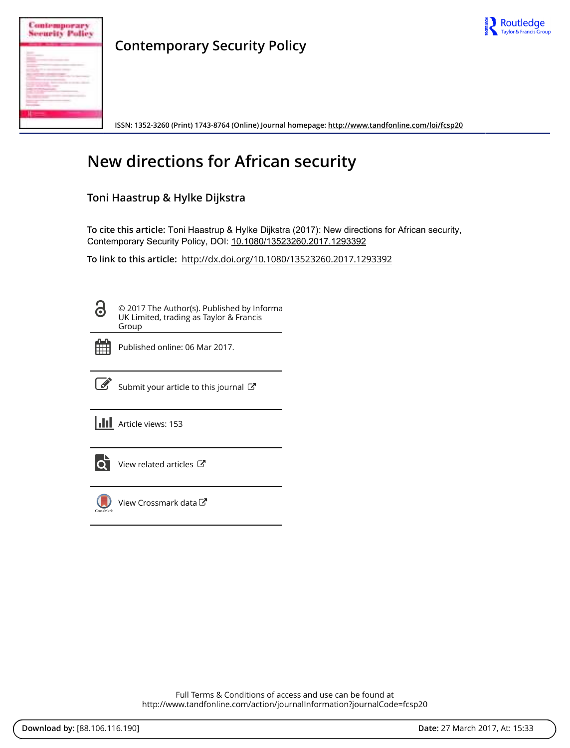Contemporary Security Policy

ISSN: 1352-3260 (Print) 1743-8764 (Online) Journal homepage: http://www.tandfonline.com/loi/fcsp20

# New directions for African security

## Toni Haastrup & Hylke Dijkstra

**To cite this article:** Toni Haastrup & Hylke Dijkstra (2017): New directions for African security, Contemporary Security Policy, DOI: 10.1080/13523260.2017.1293392

**To link to this article:** http://dx.doi.org/10.1080/13523260.2017.1293392

© 2017 The Author(s). Published by Informa UK Limited, trading as Taylor & Francis Group

Published online: 06 Mar 2017.

Submit your article to this journal

Article views: 153

View related articles

View Crossmark data

Full Terms & Conditions of access and use can be found at http://www.tandfonline.com/action/journalInformation?journalCode=fcsp20

**Download by:** [88.106.116.190] **Date:** 27 March 2017, At: 15:33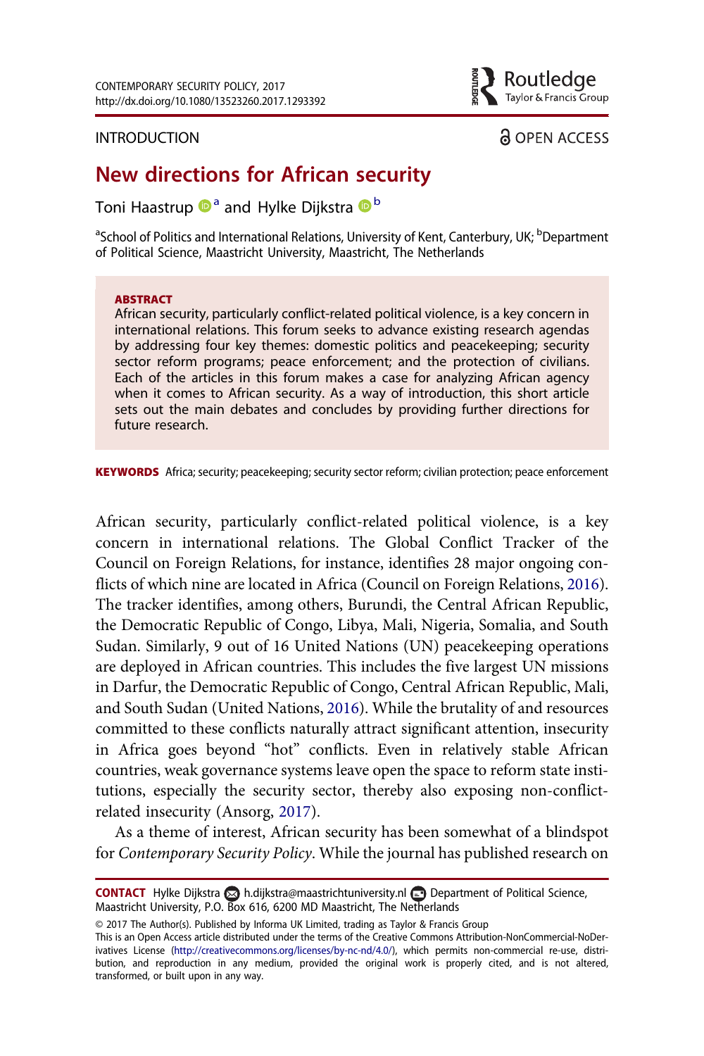INTRODUCTION

OPEN ACCESS

# New directions for African security

Toni Haastrup[a] and Hylke Dijkstra[b]

[a]School of Politics and International Relations, University of Kent, Canterbury, UK; [b]Department of Political Science, Maastricht University, Maastricht, The Netherlands

**ABSTRACT**

African security, particularly conflict-related political violence, is a key concern in international relations. This forum seeks to advance existing research agendas by addressing four key themes: domestic politics and peacekeeping; security sector reform programs; peace enforcement; and the protection of civilians. Each of the articles in this forum makes a case for analyzing African agency when it comes to African security. As a way of introduction, this short article sets out the main debates and concludes by providing further directions for future research.

**KEYWORDS** Africa; security; peacekeeping; security sector reform; civilian protection; peace enforcement

African security, particularly conflict-related political violence, is a key concern in international relations. The Global Conflict Tracker of the Council on Foreign Relations, for instance, identifies 28 major ongoing conflicts of which nine are located in Africa (Council on Foreign Relations, 2016). The tracker identifies, among others, Burundi, the Central African Republic, the Democratic Republic of Congo, Libya, Mali, Nigeria, Somalia, and South Sudan. Similarly, 9 out of 16 United Nations (UN) peacekeeping operations are deployed in African countries. This includes the five largest UN missions in Darfur, the Democratic Republic of Congo, Central African Republic, Mali, and South Sudan (United Nations, 2016). While the brutality of and resources committed to these conflicts naturally attract significant attention, insecurity in Africa goes beyond "hot" conflicts. Even in relatively stable African countries, weak governance systems leave open the space to reform state institutions, especially the security sector, thereby also exposing non-conflict-related insecurity (Ansorg, 2017).

As a theme of interest, African security has been somewhat of a blindspot for *Contemporary Security Policy*. While the journal has published research on

**CONTACT** Hylke Dijkstra h.dijkstra@maastrichtuniversity.nl Department of Political Science, Maastricht University, P.O. Box 616, 6200 MD Maastricht, The Netherlands

© 2017 The Author(s). Published by Informa UK Limited, trading as Taylor & Francis Group
This is an Open Access article distributed under the terms of the Creative Commons Attribution-NonCommercial-NoDerivatives License (http://creativecommons.org/licenses/by-nc-nd/4.0/), which permits non-commercial re-use, distribution, and reproduction in any medium, provided the original work is properly cited, and is not altered, transformed, or built upon in any way.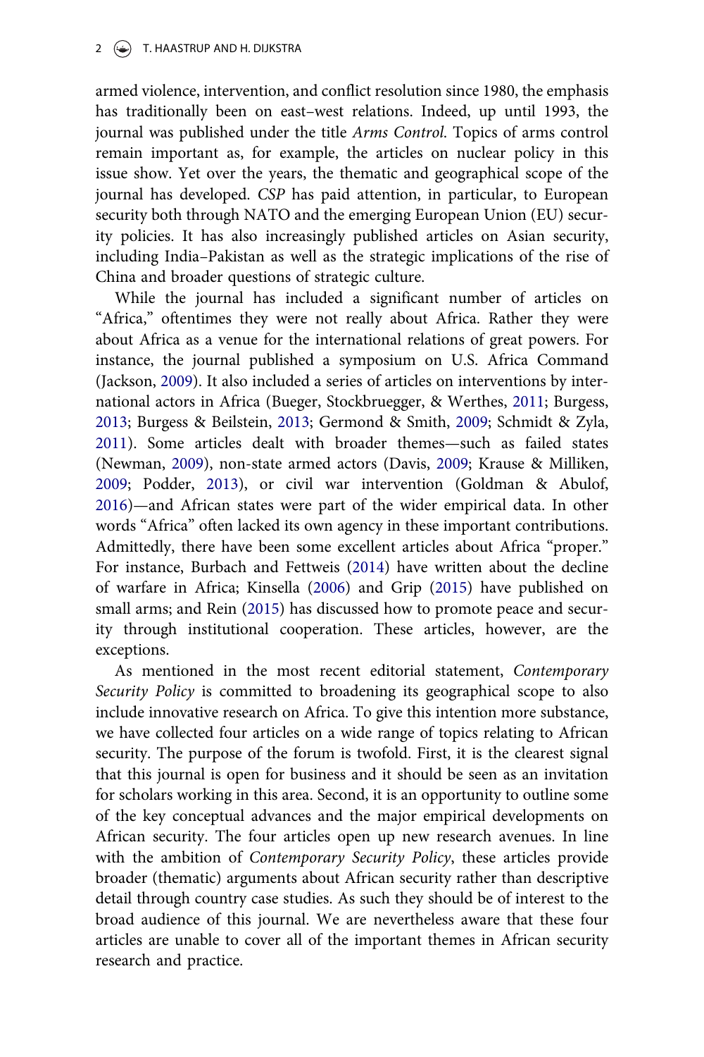armed violence, intervention, and conflict resolution since 1980, the emphasis has traditionally been on east–west relations. Indeed, up until 1993, the journal was published under the title *Arms Control*. Topics of arms control remain important as, for example, the articles on nuclear policy in this issue show. Yet over the years, the thematic and geographical scope of the journal has developed. *CSP* has paid attention, in particular, to European security both through NATO and the emerging European Union (EU) security policies. It has also increasingly published articles on Asian security, including India–Pakistan as well as the strategic implications of the rise of China and broader questions of strategic culture.

While the journal has included a significant number of articles on "Africa," oftentimes they were not really about Africa. Rather they were about Africa as a venue for the international relations of great powers. For instance, the journal published a symposium on U.S. Africa Command (Jackson, 2009). It also included a series of articles on interventions by international actors in Africa (Bueger, Stockbruegger, & Werthes, 2011; Burgess, 2013; Burgess & Beilstein, 2013; Germond & Smith, 2009; Schmidt & Zyla, 2011). Some articles dealt with broader themes—such as failed states (Newman, 2009), non-state armed actors (Davis, 2009; Krause & Milliken, 2009; Podder, 2013), or civil war intervention (Goldman & Abulof, 2016)—and African states were part of the wider empirical data. In other words "Africa" often lacked its own agency in these important contributions. Admittedly, there have been some excellent articles about Africa "proper." For instance, Burbach and Fettweis (2014) have written about the decline of warfare in Africa; Kinsella (2006) and Grip (2015) have published on small arms; and Rein (2015) has discussed how to promote peace and security through institutional cooperation. These articles, however, are the exceptions.

As mentioned in the most recent editorial statement, *Contemporary Security Policy* is committed to broadening its geographical scope to also include innovative research on Africa. To give this intention more substance, we have collected four articles on a wide range of topics relating to African security. The purpose of the forum is twofold. First, it is the clearest signal that this journal is open for business and it should be seen as an invitation for scholars working in this area. Second, it is an opportunity to outline some of the key conceptual advances and the major empirical developments on African security. The four articles open up new research avenues. In line with the ambition of *Contemporary Security Policy*, these articles provide broader (thematic) arguments about African security rather than descriptive detail through country case studies. As such they should be of interest to the broad audience of this journal. We are nevertheless aware that these four articles are unable to cover all of the important themes in African security research and practice.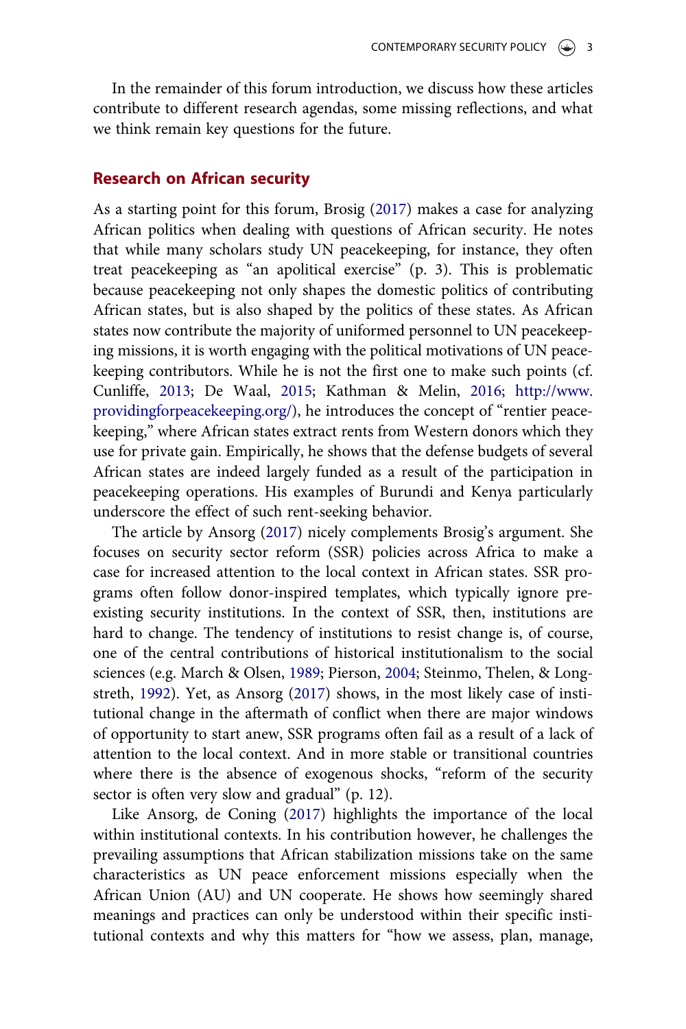In the remainder of this forum introduction, we discuss how these articles contribute to different research agendas, some missing reflections, and what we think remain key questions for the future.

## Research on African security

As a starting point for this forum, Brosig (2017) makes a case for analyzing African politics when dealing with questions of African security. He notes that while many scholars study UN peacekeeping, for instance, they often treat peacekeeping as "an apolitical exercise" (p. 3). This is problematic because peacekeeping not only shapes the domestic politics of contributing African states, but is also shaped by the politics of these states. As African states now contribute the majority of uniformed personnel to UN peacekeeping missions, it is worth engaging with the political motivations of UN peacekeeping contributors. While he is not the first one to make such points (cf. Cunliffe, 2013; De Waal, 2015; Kathman & Melin, 2016; http://www.providingforpeacekeeping.org/), he introduces the concept of "rentier peacekeeping," where African states extract rents from Western donors which they use for private gain. Empirically, he shows that the defense budgets of several African states are indeed largely funded as a result of the participation in peacekeeping operations. His examples of Burundi and Kenya particularly underscore the effect of such rent-seeking behavior.

The article by Ansorg (2017) nicely complements Brosig's argument. She focuses on security sector reform (SSR) policies across Africa to make a case for increased attention to the local context in African states. SSR programs often follow donor-inspired templates, which typically ignore pre-existing security institutions. In the context of SSR, then, institutions are hard to change. The tendency of institutions to resist change is, of course, one of the central contributions of historical institutionalism to the social sciences (e.g. March & Olsen, 1989; Pierson, 2004; Steinmo, Thelen, & Longstreth, 1992). Yet, as Ansorg (2017) shows, in the most likely case of institutional change in the aftermath of conflict when there are major windows of opportunity to start anew, SSR programs often fail as a result of a lack of attention to the local context. And in more stable or transitional countries where there is the absence of exogenous shocks, "reform of the security sector is often very slow and gradual" (p. 12).

Like Ansorg, de Coning (2017) highlights the importance of the local within institutional contexts. In his contribution however, he challenges the prevailing assumptions that African stabilization missions take on the same characteristics as UN peace enforcement missions especially when the African Union (AU) and UN cooperate. He shows how seemingly shared meanings and practices can only be understood within their specific institutional contexts and why this matters for "how we assess, plan, manage,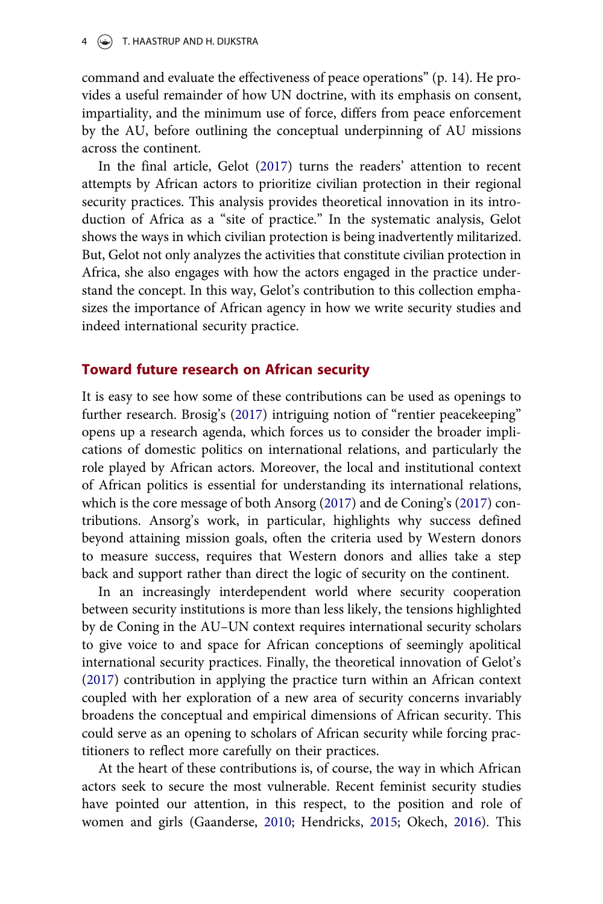command and evaluate the effectiveness of peace operations" (p. 14). He provides a useful remainder of how UN doctrine, with its emphasis on consent, impartiality, and the minimum use of force, differs from peace enforcement by the AU, before outlining the conceptual underpinning of AU missions across the continent.

In the final article, Gelot (2017) turns the readers' attention to recent attempts by African actors to prioritize civilian protection in their regional security practices. This analysis provides theoretical innovation in its introduction of Africa as a "site of practice." In the systematic analysis, Gelot shows the ways in which civilian protection is being inadvertently militarized. But, Gelot not only analyzes the activities that constitute civilian protection in Africa, she also engages with how the actors engaged in the practice understand the concept. In this way, Gelot's contribution to this collection emphasizes the importance of African agency in how we write security studies and indeed international security practice.

## Toward future research on African security

It is easy to see how some of these contributions can be used as openings to further research. Brosig's (2017) intriguing notion of "rentier peacekeeping" opens up a research agenda, which forces us to consider the broader implications of domestic politics on international relations, and particularly the role played by African actors. Moreover, the local and institutional context of African politics is essential for understanding its international relations, which is the core message of both Ansorg (2017) and de Coning's (2017) contributions. Ansorg's work, in particular, highlights why success defined beyond attaining mission goals, often the criteria used by Western donors to measure success, requires that Western donors and allies take a step back and support rather than direct the logic of security on the continent.

In an increasingly interdependent world where security cooperation between security institutions is more than less likely, the tensions highlighted by de Coning in the AU–UN context requires international security scholars to give voice to and space for African conceptions of seemingly apolitical international security practices. Finally, the theoretical innovation of Gelot's (2017) contribution in applying the practice turn within an African context coupled with her exploration of a new area of security concerns invariably broadens the conceptual and empirical dimensions of African security. This could serve as an opening to scholars of African security while forcing practitioners to reflect more carefully on their practices.

At the heart of these contributions is, of course, the way in which African actors seek to secure the most vulnerable. Recent feminist security studies have pointed our attention, in this respect, to the position and role of women and girls (Gaanderse, 2010; Hendricks, 2015; Okech, 2016). This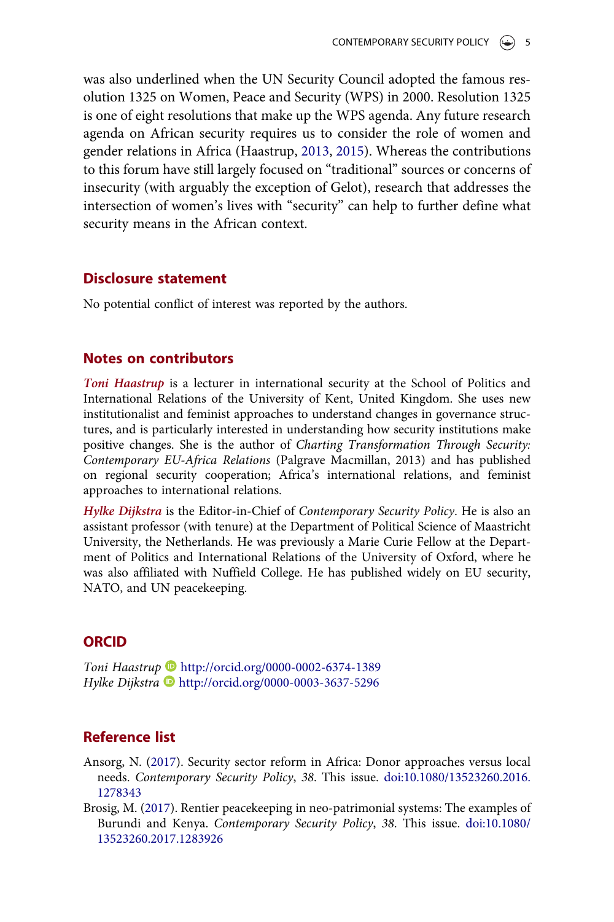was also underlined when the UN Security Council adopted the famous resolution 1325 on Women, Peace and Security (WPS) in 2000. Resolution 1325 is one of eight resolutions that make up the WPS agenda. Any future research agenda on African security requires us to consider the role of women and gender relations in Africa (Haastrup, 2013, 2015). Whereas the contributions to this forum have still largely focused on "traditional" sources or concerns of insecurity (with arguably the exception of Gelot), research that addresses the intersection of women's lives with "security" can help to further define what security means in the African context.

## Disclosure statement

No potential conflict of interest was reported by the authors.

## Notes on contributors

***Toni Haastrup*** is a lecturer in international security at the School of Politics and International Relations of the University of Kent, United Kingdom. She uses new institutionalist and feminist approaches to understand changes in governance structures, and is particularly interested in understanding how security institutions make positive changes. She is the author of *Charting Transformation Through Security: Contemporary EU-Africa Relations* (Palgrave Macmillan, 2013) and has published on regional security cooperation; Africa's international relations, and feminist approaches to international relations.

***Hylke Dijkstra*** is the Editor-in-Chief of *Contemporary Security Policy*. He is also an assistant professor (with tenure) at the Department of Political Science of Maastricht University, the Netherlands. He was previously a Marie Curie Fellow at the Department of Politics and International Relations of the University of Oxford, where he was also affiliated with Nuffield College. He has published widely on EU security, NATO, and UN peacekeeping.

## ORCID

*Toni Haastrup* http://orcid.org/0000-0002-6374-1389
*Hylke Dijkstra* http://orcid.org/0000-0003-3637-5296

## Reference list

Ansorg, N. (2017). Security sector reform in Africa: Donor approaches versus local needs. *Contemporary Security Policy*, *38*. This issue. doi:10.1080/13523260.2016.1278343

Brosig, M. (2017). Rentier peacekeeping in neo-patrimonial systems: The examples of Burundi and Kenya. *Contemporary Security Policy*, *38*. This issue. doi:10.1080/13523260.2017.1283926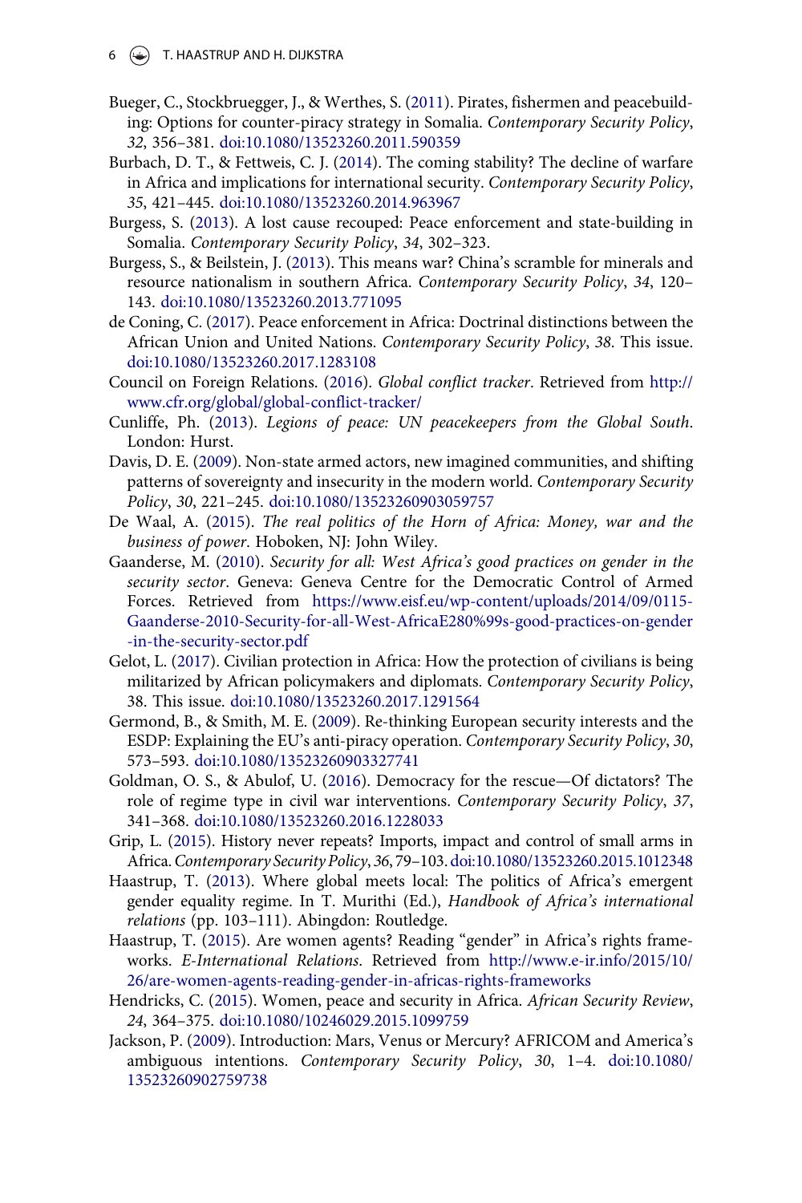Bueger, C., Stockbruegger, J., & Werthes, S. (2011). Pirates, fishermen and peacebuilding: Options for counter-piracy strategy in Somalia. *Contemporary Security Policy*, *32*, 356–381. doi:10.1080/13523260.2011.590359

Burbach, D. T., & Fettweis, C. J. (2014). The coming stability? The decline of warfare in Africa and implications for international security. *Contemporary Security Policy*, *35*, 421–445. doi:10.1080/13523260.2014.963967

Burgess, S. (2013). A lost cause recouped: Peace enforcement and state-building in Somalia. *Contemporary Security Policy*, *34*, 302–323.

Burgess, S., & Beilstein, J. (2013). This means war? China's scramble for minerals and resource nationalism in southern Africa. *Contemporary Security Policy*, *34*, 120–143. doi:10.1080/13523260.2013.771095

de Coning, C. (2017). Peace enforcement in Africa: Doctrinal distinctions between the African Union and United Nations. *Contemporary Security Policy*, *38*. This issue. doi:10.1080/13523260.2017.1283108

Council on Foreign Relations. (2016). *Global conflict tracker*. Retrieved from http://www.cfr.org/global/global-conflict-tracker/

Cunliffe, Ph. (2013). *Legions of peace: UN peacekeepers from the Global South*. London: Hurst.

Davis, D. E. (2009). Non-state armed actors, new imagined communities, and shifting patterns of sovereignty and insecurity in the modern world. *Contemporary Security Policy*, *30*, 221–245. doi:10.1080/13523260903059757

De Waal, A. (2015). *The real politics of the Horn of Africa: Money, war and the business of power*. Hoboken, NJ: John Wiley.

Gaanderse, M. (2010). *Security for all: West Africa's good practices on gender in the security sector*. Geneva: Geneva Centre for the Democratic Control of Armed Forces. Retrieved from https://www.eisf.eu/wp-content/uploads/2014/09/0115-Gaanderse-2010-Security-for-all-West-AfricaE280%99s-good-practices-on-gender-in-the-security-sector.pdf

Gelot, L. (2017). Civilian protection in Africa: How the protection of civilians is being militarized by African policymakers and diplomats. *Contemporary Security Policy*, 38. This issue. doi:10.1080/13523260.2017.1291564

Germond, B., & Smith, M. E. (2009). Re-thinking European security interests and the ESDP: Explaining the EU's anti-piracy operation. *Contemporary Security Policy*, *30*, 573–593. doi:10.1080/13523260903327741

Goldman, O. S., & Abulof, U. (2016). Democracy for the rescue—Of dictators? The role of regime type in civil war interventions. *Contemporary Security Policy*, *37*, 341–368. doi:10.1080/13523260.2016.1228033

Grip, L. (2015). History never repeats? Imports, impact and control of small arms in Africa. *Contemporary Security Policy*, *36*, 79–103. doi:10.1080/13523260.2015.1012348

Haastrup, T. (2013). Where global meets local: The politics of Africa's emergent gender equality regime. In T. Murithi (Ed.), *Handbook of Africa's international relations* (pp. 103–111). Abingdon: Routledge.

Haastrup, T. (2015). Are women agents? Reading "gender" in Africa's rights frameworks. *E-International Relations*. Retrieved from http://www.e-ir.info/2015/10/26/are-women-agents-reading-gender-in-africas-rights-frameworks

Hendricks, C. (2015). Women, peace and security in Africa. *African Security Review*, *24*, 364–375. doi:10.1080/10246029.2015.1099759

Jackson, P. (2009). Introduction: Mars, Venus or Mercury? AFRICOM and America's ambiguous intentions. *Contemporary Security Policy*, *30*, 1–4. doi:10.1080/13523260902759738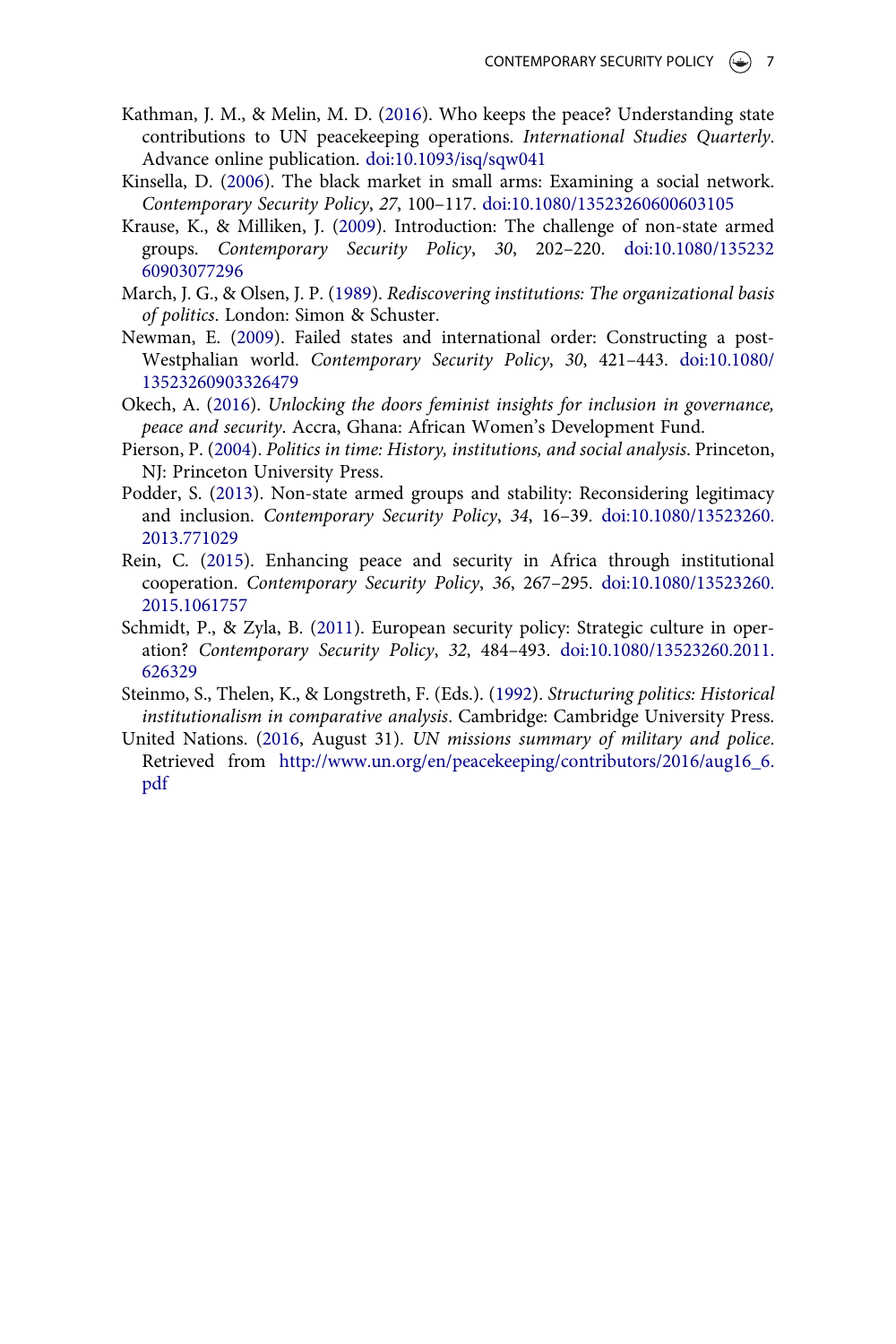Kathman, J. M., & Melin, M. D. (2016). Who keeps the peace? Understanding state contributions to UN peacekeeping operations. *International Studies Quarterly*. Advance online publication. doi:10.1093/isq/sqw041

Kinsella, D. (2006). The black market in small arms: Examining a social network. *Contemporary Security Policy*, *27*, 100–117. doi:10.1080/13523260600603105

Krause, K., & Milliken, J. (2009). Introduction: The challenge of non-state armed groups. *Contemporary Security Policy*, *30*, 202–220. doi:10.1080/13523260903077296

March, J. G., & Olsen, J. P. (1989). *Rediscovering institutions: The organizational basis of politics*. London: Simon & Schuster.

Newman, E. (2009). Failed states and international order: Constructing a post-Westphalian world. *Contemporary Security Policy*, *30*, 421–443. doi:10.1080/13523260903326479

Okech, A. (2016). *Unlocking the doors feminist insights for inclusion in governance, peace and security*. Accra, Ghana: African Women's Development Fund.

Pierson, P. (2004). *Politics in time: History, institutions, and social analysis*. Princeton, NJ: Princeton University Press.

Podder, S. (2013). Non-state armed groups and stability: Reconsidering legitimacy and inclusion. *Contemporary Security Policy*, *34*, 16–39. doi:10.1080/13523260.2013.771029

Rein, C. (2015). Enhancing peace and security in Africa through institutional cooperation. *Contemporary Security Policy*, *36*, 267–295. doi:10.1080/13523260.2015.1061757

Schmidt, P., & Zyla, B. (2011). European security policy: Strategic culture in operation? *Contemporary Security Policy*, *32*, 484–493. doi:10.1080/13523260.2011.626329

Steinmo, S., Thelen, K., & Longstreth, F. (Eds.). (1992). *Structuring politics: Historical institutionalism in comparative analysis*. Cambridge: Cambridge University Press.

United Nations. (2016, August 31). *UN missions summary of military and police*. Retrieved from http://www.un.org/en/peacekeeping/contributors/2016/aug16_6.pdf